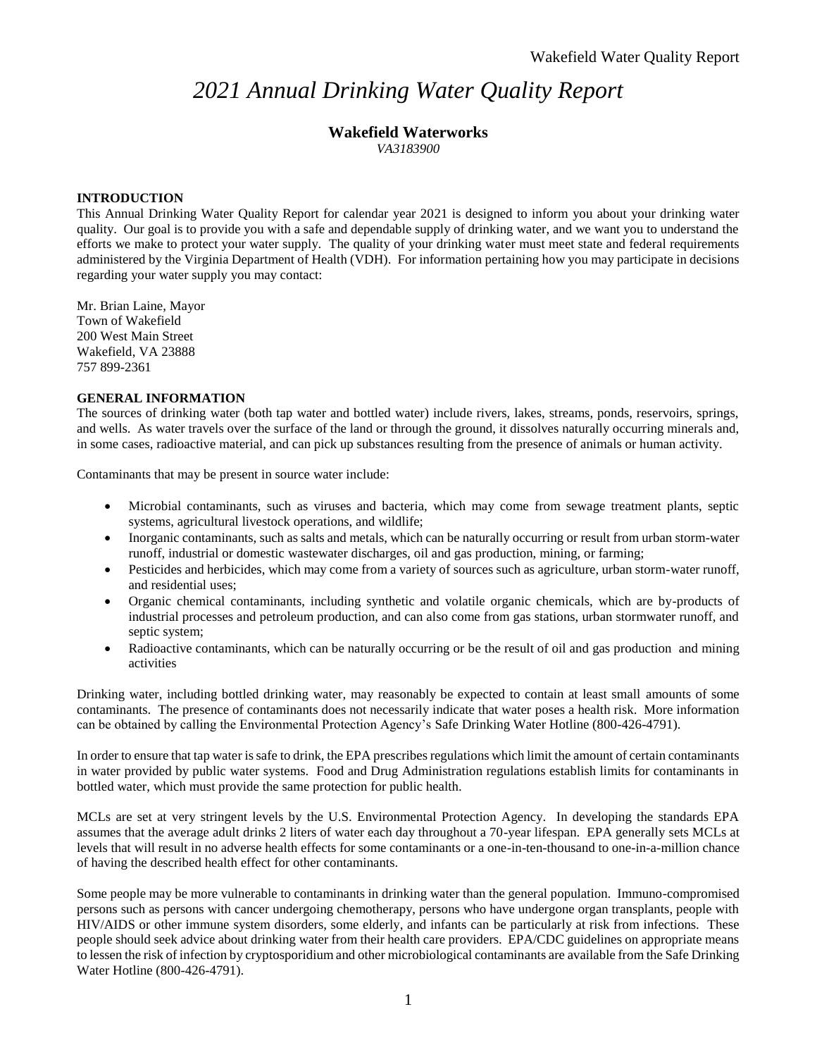# 2021 Annual Drinking Water Quality Report

## Wakefield Waterworks

*VA3183900*

### INTRODUCTION

This Annual Drinking Water Quality Report for calendar year 2021 is designed to inform you about your drinking water quality. Our goal is to provide you with a safe and dependable supply of drinking water, and we want you to understand the efforts we make to protect your water supply. The quality of your drinking water must meet state and federal requirements administered by the Virginia Department of Health (VDH). For information pertaining how you may participate in decisions regarding your water supply you may contact:

Mr. Brian Laine, Mayor
Town of Wakefield
200 West Main Street
Wakefield, VA 23888
757 899-2361

### GENERAL INFORMATION

The sources of drinking water (both tap water and bottled water) include rivers, lakes, streams, ponds, reservoirs, springs, and wells. As water travels over the surface of the land or through the ground, it dissolves naturally occurring minerals and, in some cases, radioactive material, and can pick up substances resulting from the presence of animals or human activity.

Contaminants that may be present in source water include:

- Microbial contaminants, such as viruses and bacteria, which may come from sewage treatment plants, septic systems, agricultural livestock operations, and wildlife;
- Inorganic contaminants, such as salts and metals, which can be naturally occurring or result from urban storm-water runoff, industrial or domestic wastewater discharges, oil and gas production, mining, or farming;
- Pesticides and herbicides, which may come from a variety of sources such as agriculture, urban storm-water runoff, and residential uses;
- Organic chemical contaminants, including synthetic and volatile organic chemicals, which are by-products of industrial processes and petroleum production, and can also come from gas stations, urban stormwater runoff, and septic system;
- Radioactive contaminants, which can be naturally occurring or be the result of oil and gas production and mining activities

Drinking water, including bottled drinking water, may reasonably be expected to contain at least small amounts of some contaminants. The presence of contaminants does not necessarily indicate that water poses a health risk. More information can be obtained by calling the Environmental Protection Agency's Safe Drinking Water Hotline (800-426-4791).

In order to ensure that tap water is safe to drink, the EPA prescribes regulations which limit the amount of certain contaminants in water provided by public water systems. Food and Drug Administration regulations establish limits for contaminants in bottled water, which must provide the same protection for public health.

MCLs are set at very stringent levels by the U.S. Environmental Protection Agency. In developing the standards EPA assumes that the average adult drinks 2 liters of water each day throughout a 70-year lifespan. EPA generally sets MCLs at levels that will result in no adverse health effects for some contaminants or a one-in-ten-thousand to one-in-a-million chance of having the described health effect for other contaminants.

Some people may be more vulnerable to contaminants in drinking water than the general population. Immuno-compromised persons such as persons with cancer undergoing chemotherapy, persons who have undergone organ transplants, people with HIV/AIDS or other immune system disorders, some elderly, and infants can be particularly at risk from infections. These people should seek advice about drinking water from their health care providers. EPA/CDC guidelines on appropriate means to lessen the risk of infection by cryptosporidium and other microbiological contaminants are available from the Safe Drinking Water Hotline (800-426-4791).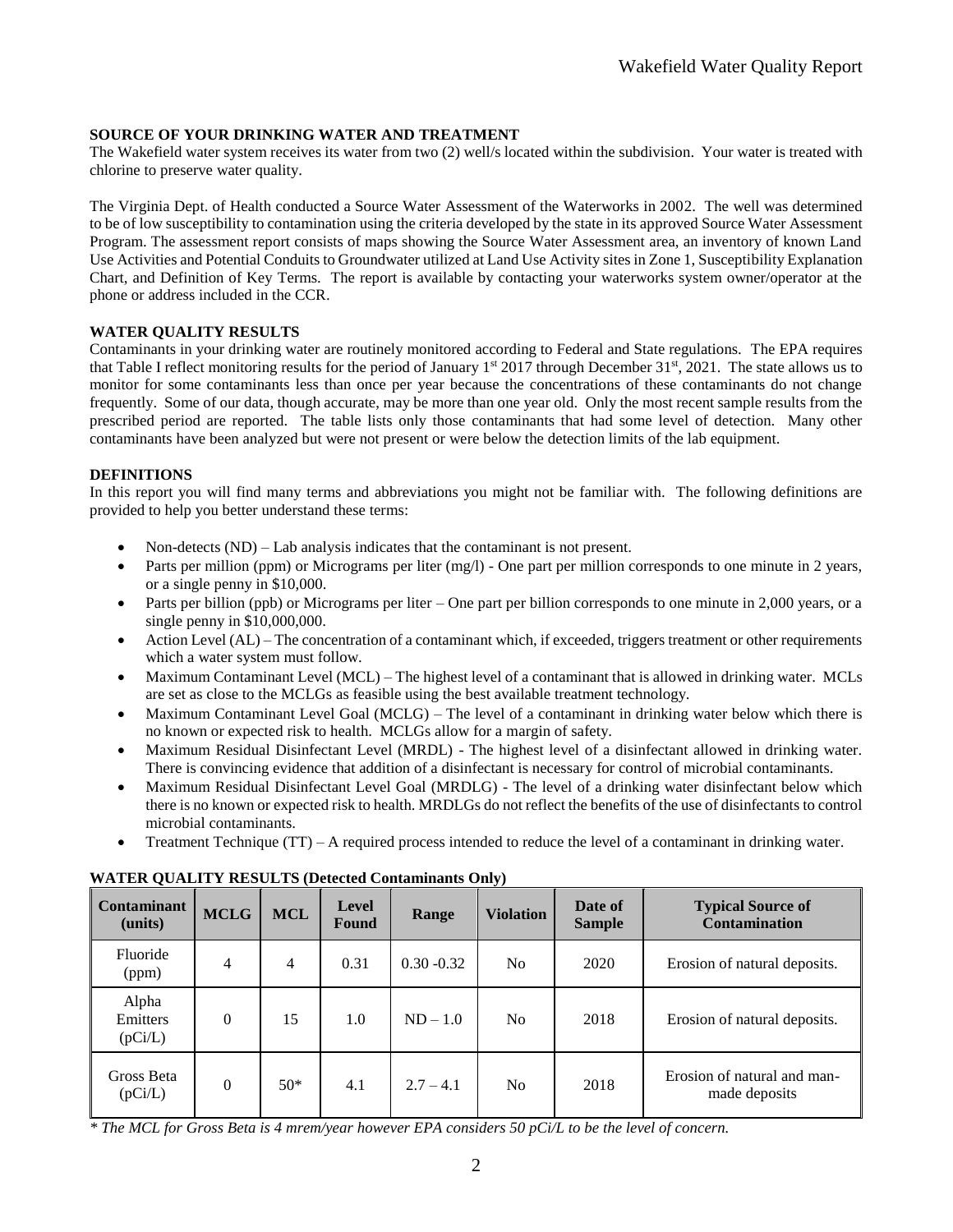## SOURCE OF YOUR DRINKING WATER AND TREATMENT

The Wakefield water system receives its water from two (2) well/s located within the subdivision. Your water is treated with chlorine to preserve water quality.

The Virginia Dept. of Health conducted a Source Water Assessment of the Waterworks in 2002. The well was determined to be of low susceptibility to contamination using the criteria developed by the state in its approved Source Water Assessment Program. The assessment report consists of maps showing the Source Water Assessment area, an inventory of known Land Use Activities and Potential Conduits to Groundwater utilized at Land Use Activity sites in Zone 1, Susceptibility Explanation Chart, and Definition of Key Terms. The report is available by contacting your waterworks system owner/operator at the phone or address included in the CCR.

## WATER QUALITY RESULTS

Contaminants in your drinking water are routinely monitored according to Federal and State regulations. The EPA requires that Table I reflect monitoring results for the period of January 1st 2017 through December 31st, 2021. The state allows us to monitor for some contaminants less than once per year because the concentrations of these contaminants do not change frequently. Some of our data, though accurate, may be more than one year old. Only the most recent sample results from the prescribed period are reported. The table lists only those contaminants that had some level of detection. Many other contaminants have been analyzed but were not present or were below the detection limits of the lab equipment.

## DEFINITIONS

In this report you will find many terms and abbreviations you might not be familiar with. The following definitions are provided to help you better understand these terms:

- Non-detects (ND) – Lab analysis indicates that the contaminant is not present.
- Parts per million (ppm) or Micrograms per liter (mg/l) - One part per million corresponds to one minute in 2 years, or a single penny in $10,000.
- Parts per billion (ppb) or Micrograms per liter – One part per billion corresponds to one minute in 2,000 years, or a single penny in $10,000,000.
- Action Level (AL) – The concentration of a contaminant which, if exceeded, triggers treatment or other requirements which a water system must follow.
- Maximum Contaminant Level (MCL) – The highest level of a contaminant that is allowed in drinking water. MCLs are set as close to the MCLGs as feasible using the best available treatment technology.
- Maximum Contaminant Level Goal (MCLG) – The level of a contaminant in drinking water below which there is no known or expected risk to health. MCLGs allow for a margin of safety.
- Maximum Residual Disinfectant Level (MRDL) - The highest level of a disinfectant allowed in drinking water. There is convincing evidence that addition of a disinfectant is necessary for control of microbial contaminants.
- Maximum Residual Disinfectant Level Goal (MRDLG) - The level of a drinking water disinfectant below which there is no known or expected risk to health. MRDLGs do not reflect the benefits of the use of disinfectants to control microbial contaminants.
- Treatment Technique (TT) – A required process intended to reduce the level of a contaminant in drinking water.

**WATER QUALITY RESULTS (Detected Contaminants Only)**

| Contaminant (units) | MCLG | MCL | Level Found | Range | Violation | Date of Sample | Typical Source of Contamination |
|---|---|---|---|---|---|---|---|
| Fluoride (ppm) | 4 | 4 | 0.31 | 0.30 -0.32 | No | 2020 | Erosion of natural deposits. |
| Alpha Emitters (pCi/L) | 0 | 15 | 1.0 | ND – 1.0 | No | 2018 | Erosion of natural deposits. |
| Gross Beta (pCi/L) | 0 | 50* | 4.1 | 2.7 – 4.1 | No | 2018 | Erosion of natural and man-made deposits |

*\* The MCL for Gross Beta is 4 mrem/year however EPA considers 50 pCi/L to be the level of concern.*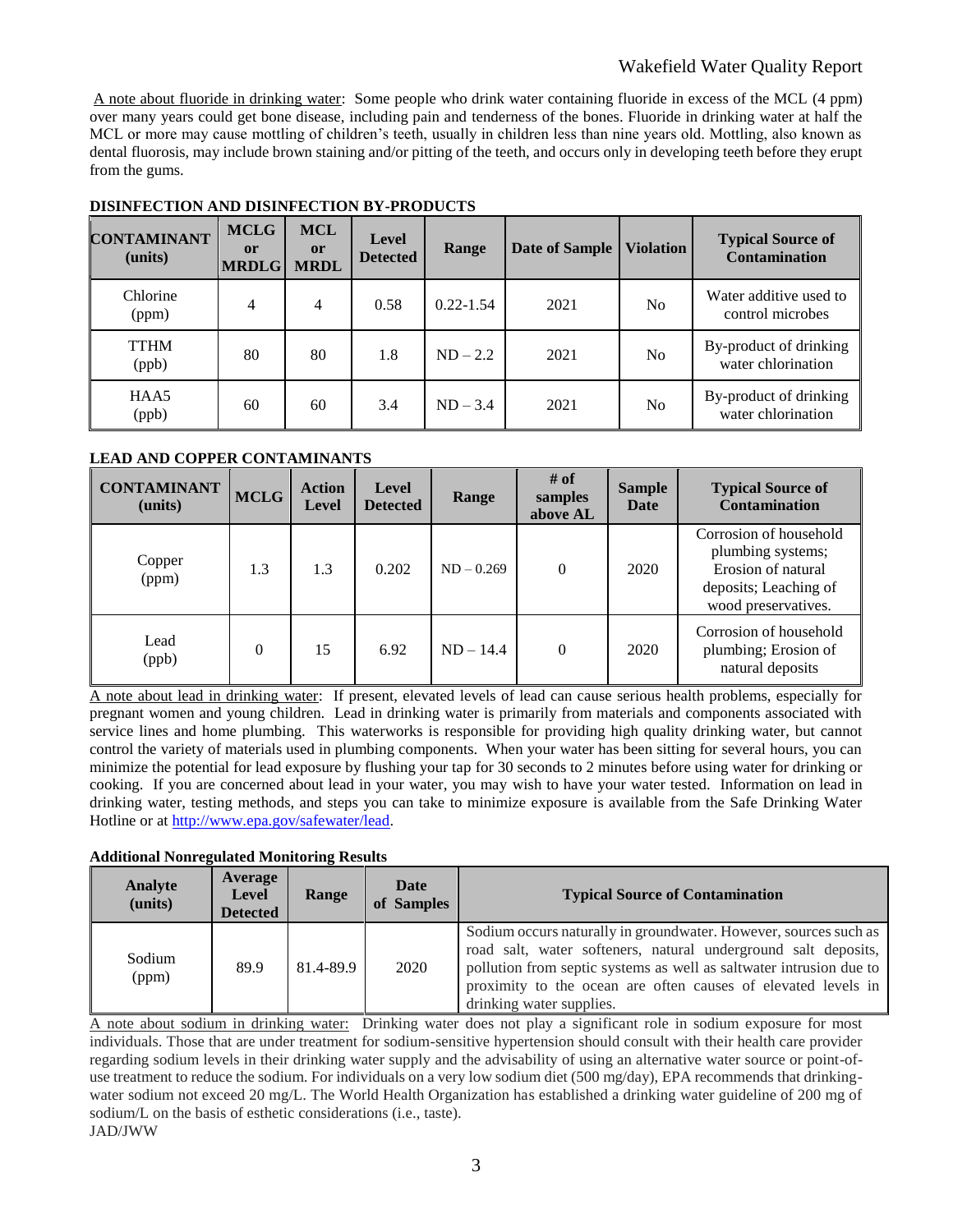<u>A note about fluoride in drinking water</u>: Some people who drink water containing fluoride in excess of the MCL (4 ppm) over many years could get bone disease, including pain and tenderness of the bones. Fluoride in drinking water at half the MCL or more may cause mottling of children's teeth, usually in children less than nine years old. Mottling, also known as dental fluorosis, may include brown staining and/or pitting of the teeth, and occurs only in developing teeth before they erupt from the gums.

**DISINFECTION AND DISINFECTION BY-PRODUCTS**

| CONTAMINANT (units) | MCLG or MRDLG | MCL or MRDL | Level Detected | Range | Date of Sample | Violation | Typical Source of Contamination |
|---|---|---|---|---|---|---|---|
| Chlorine (ppm) | 4 | 4 | 0.58 | 0.22-1.54 | 2021 | No | Water additive used to control microbes |
| TTHM (ppb) | 80 | 80 | 1.8 | ND – 2.2 | 2021 | No | By-product of drinking water chlorination |
| HAA5 (ppb) | 60 | 60 | 3.4 | ND – 3.4 | 2021 | No | By-product of drinking water chlorination |

**LEAD AND COPPER CONTAMINANTS**

| CONTAMINANT (units) | MCLG | Action Level | Level Detected | Range | # of samples above AL | Sample Date | Typical Source of Contamination |
|---|---|---|---|---|---|---|---|
| Copper (ppm) | 1.3 | 1.3 | 0.202 | ND – 0.269 | 0 | 2020 | Corrosion of household plumbing systems; Erosion of natural deposits; Leaching of wood preservatives. |
| Lead (ppb) | 0 | 15 | 6.92 | ND – 14.4 | 0 | 2020 | Corrosion of household plumbing; Erosion of natural deposits |

<u>A note about lead in drinking water</u>: If present, elevated levels of lead can cause serious health problems, especially for pregnant women and young children. Lead in drinking water is primarily from materials and components associated with service lines and home plumbing. This waterworks is responsible for providing high quality drinking water, but cannot control the variety of materials used in plumbing components. When your water has been sitting for several hours, you can minimize the potential for lead exposure by flushing your tap for 30 seconds to 2 minutes before using water for drinking or cooking. If you are concerned about lead in your water, you may wish to have your water tested. Information on lead in drinking water, testing methods, and steps you can take to minimize exposure is available from the Safe Drinking Water Hotline or at http://www.epa.gov/safewater/lead.

**Additional Nonregulated Monitoring Results**

| Analyte (units) | Average Level Detected | Range | Date of Samples | Typical Source of Contamination |
|---|---|---|---|---|
| Sodium (ppm) | 89.9 | 81.4-89.9 | 2020 | Sodium occurs naturally in groundwater. However, sources such as road salt, water softeners, natural underground salt deposits, pollution from septic systems as well as saltwater intrusion due to proximity to the ocean are often causes of elevated levels in drinking water supplies. |

<u>A note about sodium in drinking water:</u> Drinking water does not play a significant role in sodium exposure for most individuals. Those that are under treatment for sodium-sensitive hypertension should consult with their health care provider regarding sodium levels in their drinking water supply and the advisability of using an alternative water source or point-of-use treatment to reduce the sodium. For individuals on a very low sodium diet (500 mg/day), EPA recommends that drinking-water sodium not exceed 20 mg/L. The World Health Organization has established a drinking water guideline of 200 mg of sodium/L on the basis of esthetic considerations (i.e., taste).

JAD/JWW